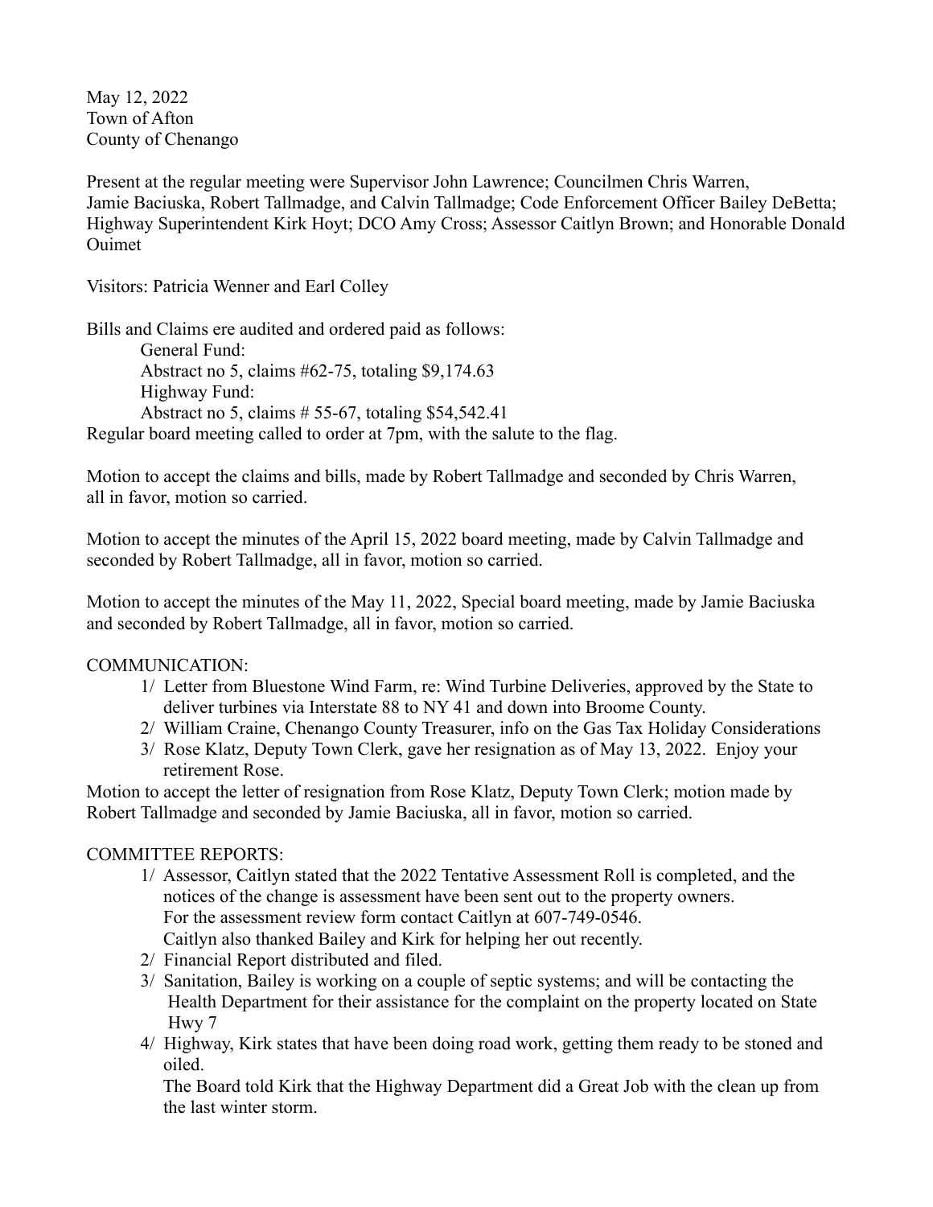May 12, 2022
Town of Afton
County of Chenango

Present at the regular meeting were Supervisor John Lawrence; Councilmen Chris Warren, Jamie Baciuska, Robert Tallmadge, and Calvin Tallmadge; Code Enforcement Officer Bailey DeBetta; Highway Superintendent Kirk Hoyt; DCO Amy Cross; Assessor Caitlyn Brown; and Honorable Donald Ouimet

Visitors: Patricia Wenner and Earl Colley

Bills and Claims ere audited and ordered paid as follows:

General Fund:
Abstract no 5, claims #62-75, totaling $9,174.63
Highway Fund:
Abstract no 5, claims # 55-67, totaling $54,542.41

Regular board meeting called to order at 7pm, with the salute to the flag.

Motion to accept the claims and bills, made by Robert Tallmadge and seconded by Chris Warren, all in favor, motion so carried.

Motion to accept the minutes of the April 15, 2022 board meeting, made by Calvin Tallmadge and seconded by Robert Tallmadge, all in favor, motion so carried.

Motion to accept the minutes of the May 11, 2022, Special board meeting, made by Jamie Baciuska and seconded by Robert Tallmadge, all in favor, motion so carried.

COMMUNICATION:

1/ Letter from Bluestone Wind Farm, re: Wind Turbine Deliveries, approved by the State to deliver turbines via Interstate 88 to NY 41 and down into Broome County.
2/ William Craine, Chenango County Treasurer, info on the Gas Tax Holiday Considerations
3/ Rose Klatz, Deputy Town Clerk, gave her resignation as of May 13, 2022. Enjoy your retirement Rose.

Motion to accept the letter of resignation from Rose Klatz, Deputy Town Clerk; motion made by Robert Tallmadge and seconded by Jamie Baciuska, all in favor, motion so carried.

COMMITTEE REPORTS:

1/ Assessor, Caitlyn stated that the 2022 Tentative Assessment Roll is completed, and the notices of the change is assessment have been sent out to the property owners.
For the assessment review form contact Caitlyn at 607-749-0546.
Caitlyn also thanked Bailey and Kirk for helping her out recently.
2/ Financial Report distributed and filed.
3/ Sanitation, Bailey is working on a couple of septic systems; and will be contacting the Health Department for their assistance for the complaint on the property located on State Hwy 7
4/ Highway, Kirk states that have been doing road work, getting them ready to be stoned and oiled.
The Board told Kirk that the Highway Department did a Great Job with the clean up from the last winter storm.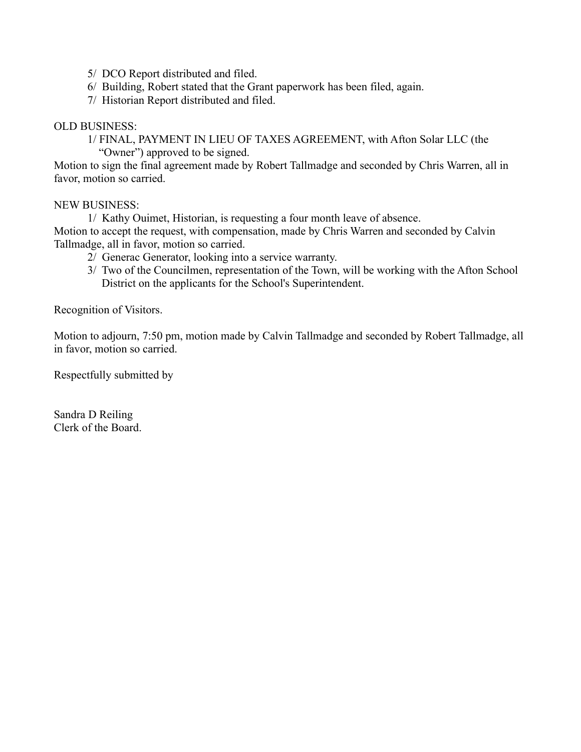5/ DCO Report distributed and filed.
6/ Building, Robert stated that the Grant paperwork has been filed, again.
7/ Historian Report distributed and filed.

OLD BUSINESS:

1/ FINAL, PAYMENT IN LIEU OF TAXES AGREEMENT, with Afton Solar LLC (the "Owner") approved to be signed.

Motion to sign the final agreement made by Robert Tallmadge and seconded by Chris Warren, all in favor, motion so carried.

NEW BUSINESS:

1/ Kathy Ouimet, Historian, is requesting a four month leave of absence.

Motion to accept the request, with compensation, made by Chris Warren and seconded by Calvin Tallmadge, all in favor, motion so carried.

2/ Generac Generator, looking into a service warranty.
3/ Two of the Councilmen, representation of the Town, will be working with the Afton School District on the applicants for the School's Superintendent.

Recognition of Visitors.

Motion to adjourn, 7:50 pm, motion made by Calvin Tallmadge and seconded by Robert Tallmadge, all in favor, motion so carried.

Respectfully submitted by

Sandra D Reiling
Clerk of the Board.